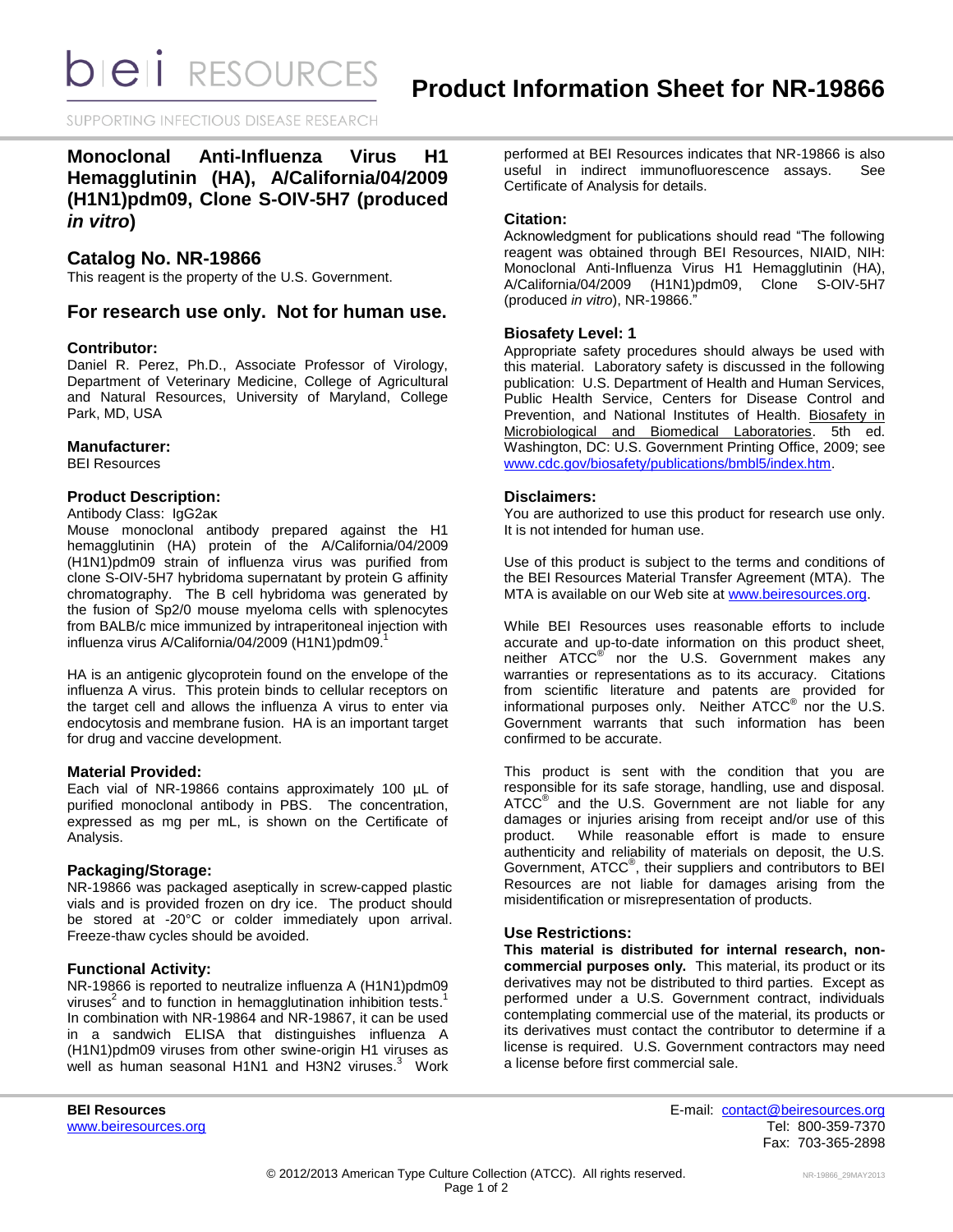# Product Information Sheet for NR-19866

## Monoclonal Anti-Influenza Virus H1 Hemagglutinin (HA), A/California/04/2009 (H1N1)pdm09, Clone S-OIV-5H7 (produced *in vitro*)

## Catalog No. NR-19866

This reagent is the property of the U.S. Government.

## For research use only. Not for human use.

### Contributor:

Daniel R. Perez, Ph.D., Associate Professor of Virology, Department of Veterinary Medicine, College of Agricultural and Natural Resources, University of Maryland, College Park, MD, USA

### Manufacturer:

BEI Resources

### Product Description:

Antibody Class: IgG2aκ

Mouse monoclonal antibody prepared against the H1 hemagglutinin (HA) protein of the A/California/04/2009 (H1N1)pdm09 strain of influenza virus was purified from clone S-OIV-5H7 hybridoma supernatant by protein G affinity chromatography. The B cell hybridoma was generated by the fusion of Sp2/0 mouse myeloma cells with splenocytes from BALB/c mice immunized by intraperitoneal injection with influenza virus A/California/04/2009 (H1N1)pdm09.[1]

HA is an antigenic glycoprotein found on the envelope of the influenza A virus. This protein binds to cellular receptors on the target cell and allows the influenza A virus to enter via endocytosis and membrane fusion. HA is an important target for drug and vaccine development.

### Material Provided:

Each vial of NR-19866 contains approximately 100 µL of purified monoclonal antibody in PBS. The concentration, expressed as mg per mL, is shown on the Certificate of Analysis.

### Packaging/Storage:

NR-19866 was packaged aseptically in screw-capped plastic vials and is provided frozen on dry ice. The product should be stored at -20°C or colder immediately upon arrival. Freeze-thaw cycles should be avoided.

### Functional Activity:

NR-19866 is reported to neutralize influenza A (H1N1)pdm09 viruses[2] and to function in hemagglutination inhibition tests.[1] In combination with NR-19864 and NR-19867, it can be used in a sandwich ELISA that distinguishes influenza A (H1N1)pdm09 viruses from other swine-origin H1 viruses as well as human seasonal H1N1 and H3N2 viruses.[3] Work performed at BEI Resources indicates that NR-19866 is also useful in indirect immunofluorescence assays. See Certificate of Analysis for details.

### Citation:

Acknowledgment for publications should read "The following reagent was obtained through BEI Resources, NIAID, NIH: Monoclonal Anti-Influenza Virus H1 Hemagglutinin (HA), A/California/04/2009 (H1N1)pdm09, Clone S-OIV-5H7 (produced *in vitro*), NR-19866."

### Biosafety Level: 1

Appropriate safety procedures should always be used with this material. Laboratory safety is discussed in the following publication: U.S. Department of Health and Human Services, Public Health Service, Centers for Disease Control and Prevention, and National Institutes of Health. Biosafety in Microbiological and Biomedical Laboratories. 5th ed. Washington, DC: U.S. Government Printing Office, 2009; see www.cdc.gov/biosafety/publications/bmbl5/index.htm.

### Disclaimers:

You are authorized to use this product for research use only. It is not intended for human use.

Use of this product is subject to the terms and conditions of the BEI Resources Material Transfer Agreement (MTA). The MTA is available on our Web site at www.beiresources.org.

While BEI Resources uses reasonable efforts to include accurate and up-to-date information on this product sheet, neither ATCC® nor the U.S. Government makes any warranties or representations as to its accuracy. Citations from scientific literature and patents are provided for informational purposes only. Neither ATCC® nor the U.S. Government warrants that such information has been confirmed to be accurate.

This product is sent with the condition that you are responsible for its safe storage, handling, use and disposal. ATCC® and the U.S. Government are not liable for any damages or injuries arising from receipt and/or use of this product. While reasonable effort is made to ensure authenticity and reliability of materials on deposit, the U.S. Government, ATCC®, their suppliers and contributors to BEI Resources are not liable for damages arising from the misidentification or misrepresentation of products.

### Use Restrictions:

**This material is distributed for internal research, non-commercial purposes only.** This material, its product or its derivatives may not be distributed to third parties. Except as performed under a U.S. Government contract, individuals contemplating commercial use of the material, its products or its derivatives must contact the contributor to determine if a license is required. U.S. Government contractors may need a license before first commercial sale.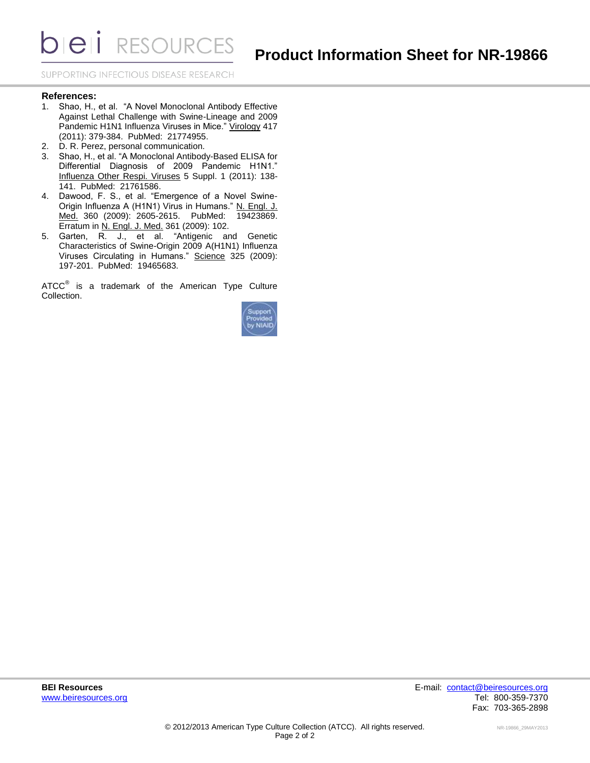**References:**

1. Shao, H., et al. "A Novel Monoclonal Antibody Effective Against Lethal Challenge with Swine-Lineage and 2009 Pandemic H1N1 Influenza Viruses in Mice." Virology 417 (2011): 379-384. PubMed: 21774955.
2. D. R. Perez, personal communication.
3. Shao, H., et al. "A Monoclonal Antibody-Based ELISA for Differential Diagnosis of 2009 Pandemic H1N1." Influenza Other Respi. Viruses 5 Suppl. 1 (2011): 138-141. PubMed: 21761586.
4. Dawood, F. S., et al. "Emergence of a Novel Swine-Origin Influenza A (H1N1) Virus in Humans." N. Engl. J. Med. 360 (2009): 2605-2615. PubMed: 19423869. Erratum in N. Engl. J. Med. 361 (2009): 102.
5. Garten, R. J., et al. "Antigenic and Genetic Characteristics of Swine-Origin 2009 A(H1N1) Influenza Viruses Circulating in Humans." Science 325 (2009): 197-201. PubMed: 19465683.

ATCC® is a trademark of the American Type Culture Collection.

Support Provided by NIAID

**BEI Resources**
www.beiresources.org

E-mail: contact@beiresources.org
Tel: 800-359-7370
Fax: 703-365-2898

© 2012/2013 American Type Culture Collection (ATCC). All rights reserved.

NR-19866_29MAY2013